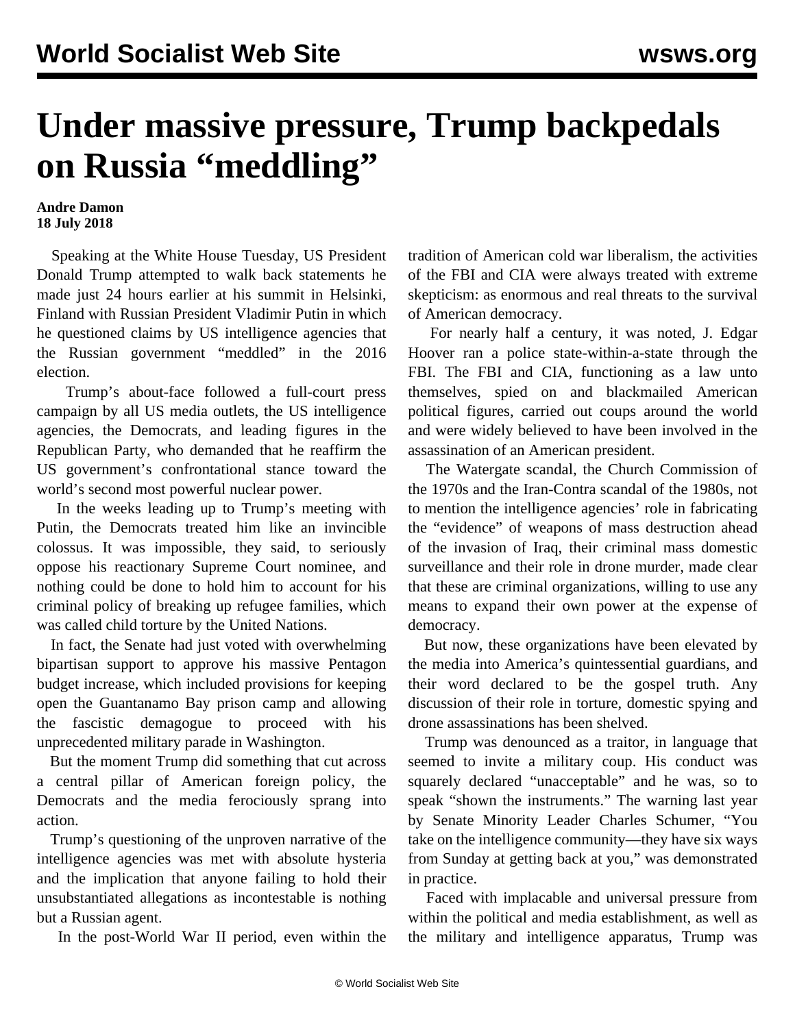# Under massive pressure, Trump backpedals on Russia "meddling"

**Andre Damon**
**18 July 2018**

Speaking at the White House Tuesday, US President Donald Trump attempted to walk back statements he made just 24 hours earlier at his summit in Helsinki, Finland with Russian President Vladimir Putin in which he questioned claims by US intelligence agencies that the Russian government "meddled" in the 2016 election.

Trump's about-face followed a full-court press campaign by all US media outlets, the US intelligence agencies, the Democrats, and leading figures in the Republican Party, who demanded that he reaffirm the US government's confrontational stance toward the world's second most powerful nuclear power.

In the weeks leading up to Trump's meeting with Putin, the Democrats treated him like an invincible colossus. It was impossible, they said, to seriously oppose his reactionary Supreme Court nominee, and nothing could be done to hold him to account for his criminal policy of breaking up refugee families, which was called child torture by the United Nations.

In fact, the Senate had just voted with overwhelming bipartisan support to approve his massive Pentagon budget increase, which included provisions for keeping open the Guantanamo Bay prison camp and allowing the fascistic demagogue to proceed with his unprecedented military parade in Washington.

But the moment Trump did something that cut across a central pillar of American foreign policy, the Democrats and the media ferociously sprang into action.

Trump's questioning of the unproven narrative of the intelligence agencies was met with absolute hysteria and the implication that anyone failing to hold their unsubstantiated allegations as incontestable is nothing but a Russian agent.

In the post-World War II period, even within the tradition of American cold war liberalism, the activities of the FBI and CIA were always treated with extreme skepticism: as enormous and real threats to the survival of American democracy.

For nearly half a century, it was noted, J. Edgar Hoover ran a police state-within-a-state through the FBI. The FBI and CIA, functioning as a law unto themselves, spied on and blackmailed American political figures, carried out coups around the world and were widely believed to have been involved in the assassination of an American president.

The Watergate scandal, the Church Commission of the 1970s and the Iran-Contra scandal of the 1980s, not to mention the intelligence agencies' role in fabricating the "evidence" of weapons of mass destruction ahead of the invasion of Iraq, their criminal mass domestic surveillance and their role in drone murder, made clear that these are criminal organizations, willing to use any means to expand their own power at the expense of democracy.

But now, these organizations have been elevated by the media into America's quintessential guardians, and their word declared to be the gospel truth. Any discussion of their role in torture, domestic spying and drone assassinations has been shelved.

Trump was denounced as a traitor, in language that seemed to invite a military coup. His conduct was squarely declared "unacceptable" and he was, so to speak "shown the instruments." The warning last year by Senate Minority Leader Charles Schumer, "You take on the intelligence community—they have six ways from Sunday at getting back at you," was demonstrated in practice.

Faced with implacable and universal pressure from within the political and media establishment, as well as the military and intelligence apparatus, Trump was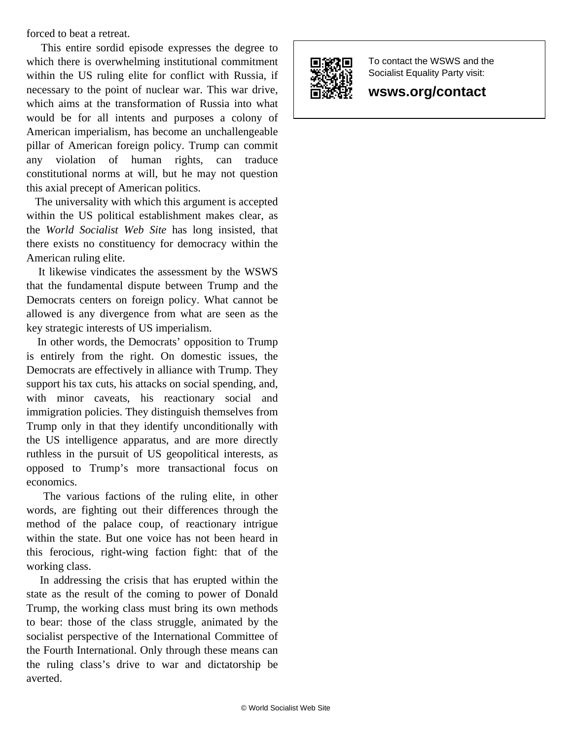forced to beat a retreat.

This entire sordid episode expresses the degree to which there is overwhelming institutional commitment within the US ruling elite for conflict with Russia, if necessary to the point of nuclear war. This war drive, which aims at the transformation of Russia into what would be for all intents and purposes a colony of American imperialism, has become an unchallengeable pillar of American foreign policy. Trump can commit any violation of human rights, can traduce constitutional norms at will, but he may not question this axial precept of American politics.

The universality with which this argument is accepted within the US political establishment makes clear, as the *World Socialist Web Site* has long insisted, that there exists no constituency for democracy within the American ruling elite.

It likewise vindicates the assessment by the WSWS that the fundamental dispute between Trump and the Democrats centers on foreign policy. What cannot be allowed is any divergence from what are seen as the key strategic interests of US imperialism.

In other words, the Democrats' opposition to Trump is entirely from the right. On domestic issues, the Democrats are effectively in alliance with Trump. They support his tax cuts, his attacks on social spending, and, with minor caveats, his reactionary social and immigration policies. They distinguish themselves from Trump only in that they identify unconditionally with the US intelligence apparatus, and are more directly ruthless in the pursuit of US geopolitical interests, as opposed to Trump's more transactional focus on economics.

The various factions of the ruling elite, in other words, are fighting out their differences through the method of the palace coup, of reactionary intrigue within the state. But one voice has not been heard in this ferocious, right-wing faction fight: that of the working class.

In addressing the crisis that has erupted within the state as the result of the coming to power of Donald Trump, the working class must bring its own methods to bear: those of the class struggle, animated by the socialist perspective of the International Committee of the Fourth International. Only through these means can the ruling class's drive to war and dictatorship be averted.

To contact the WSWS and the Socialist Equality Party visit:

**wsws.org/contact**